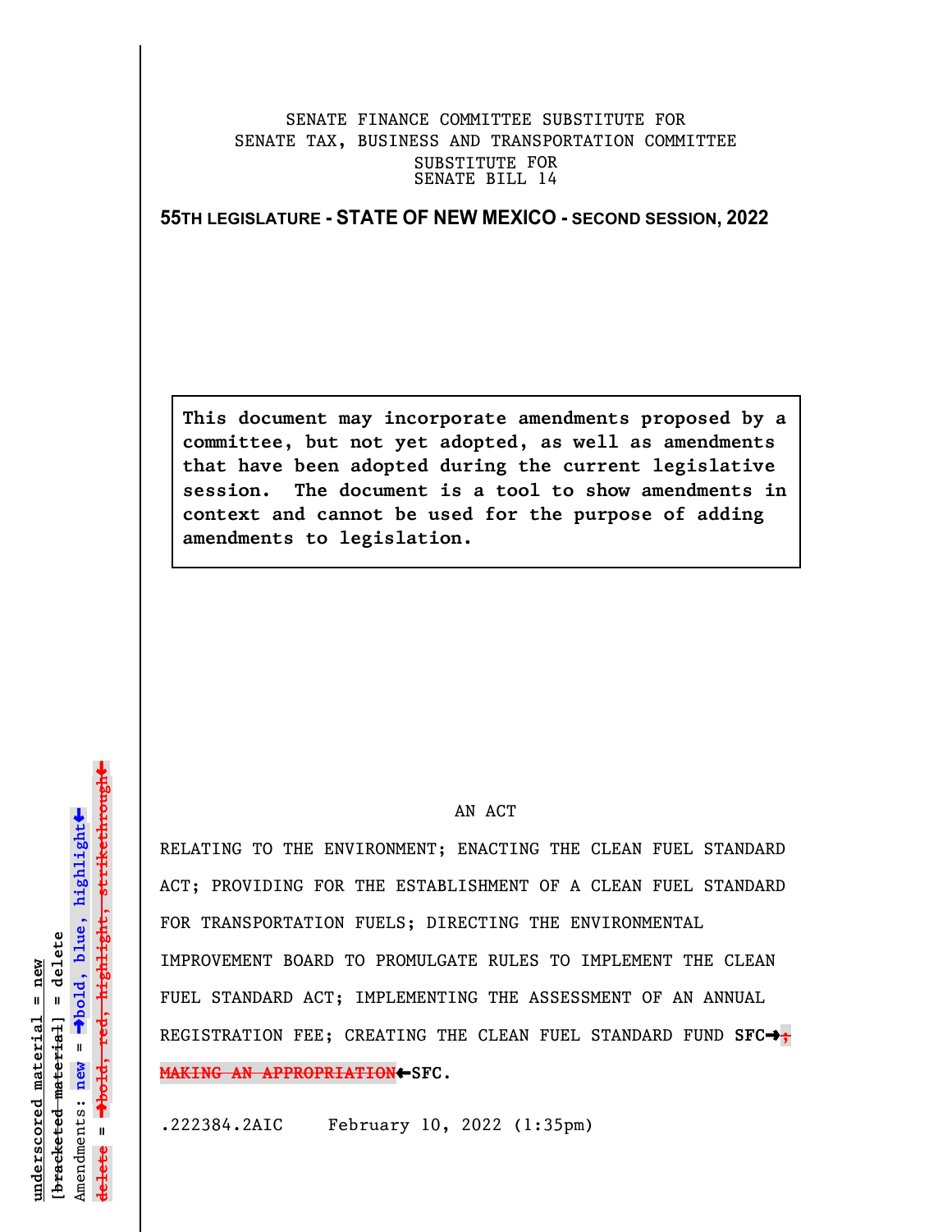SENATE FINANCE COMMITTEE SUBSTITUTE FOR
SENATE TAX, BUSINESS AND TRANSPORTATION COMMITTEE
SUBSTITUTE FOR
SENATE BILL 14

**55TH LEGISLATURE - STATE OF NEW MEXICO - SECOND SESSION, 2022**

**This document may incorporate amendments proposed by a committee, but not yet adopted, as well as amendments that have been adopted during the current legislative session. The document is a tool to show amendments in context and cannot be used for the purpose of adding amendments to legislation.**

AN ACT

RELATING TO THE ENVIRONMENT; ENACTING THE CLEAN FUEL STANDARD ACT; PROVIDING FOR THE ESTABLISHMENT OF A CLEAN FUEL STANDARD FOR TRANSPORTATION FUELS; DIRECTING THE ENVIRONMENTAL IMPROVEMENT BOARD TO PROMULGATE RULES TO IMPLEMENT THE CLEAN FUEL STANDARD ACT; IMPLEMENTING THE ASSESSMENT OF AN ANNUAL REGISTRATION FEE; CREATING THE CLEAN FUEL STANDARD FUND **SFC→**~~; MAKING AN APPROPRIATION~~**←SFC**.

.222384.2AIC February 10, 2022 (1:35pm)

underscored material = new
[bracketed material] = delete
Amendments: new = →bold, blue, highlight←
delete = →bold, red, highlight, strikethrough←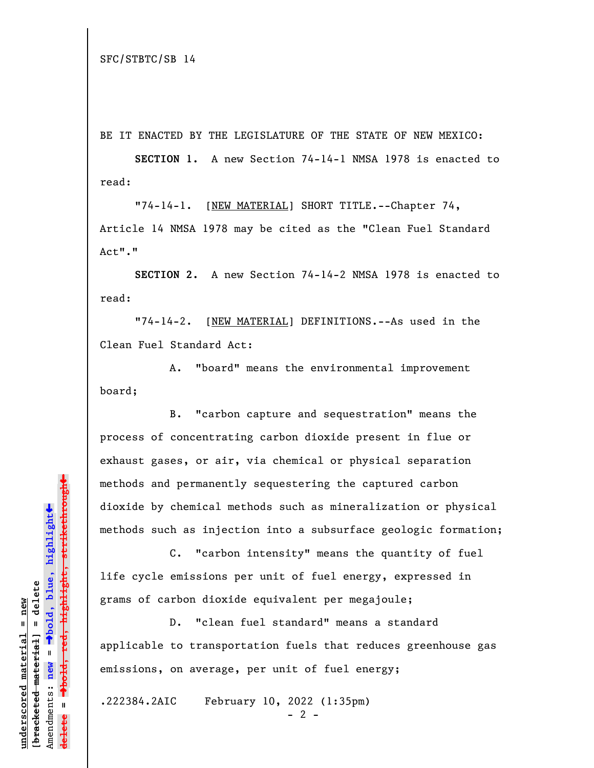SFC/STBTC/SB 14

BE IT ENACTED BY THE LEGISLATURE OF THE STATE OF NEW MEXICO:

**SECTION 1.** A new Section 74-14-1 NMSA 1978 is enacted to read:

"74-14-1. [NEW MATERIAL] SHORT TITLE.--Chapter 74, Article 14 NMSA 1978 may be cited as the "Clean Fuel Standard Act"."

**SECTION 2.** A new Section 74-14-2 NMSA 1978 is enacted to read:

"74-14-2. [NEW MATERIAL] DEFINITIONS.--As used in the Clean Fuel Standard Act:

A. "board" means the environmental improvement board;

B. "carbon capture and sequestration" means the process of concentrating carbon dioxide present in flue or exhaust gases, or air, via chemical or physical separation methods and permanently sequestering the captured carbon dioxide by chemical methods such as mineralization or physical methods such as injection into a subsurface geologic formation;

C. "carbon intensity" means the quantity of fuel life cycle emissions per unit of fuel energy, expressed in grams of carbon dioxide equivalent per megajoule;

D. "clean fuel standard" means a standard applicable to transportation fuels that reduces greenhouse gas emissions, on average, per unit of fuel energy;

.222384.2AIC February 10, 2022 (1:35pm)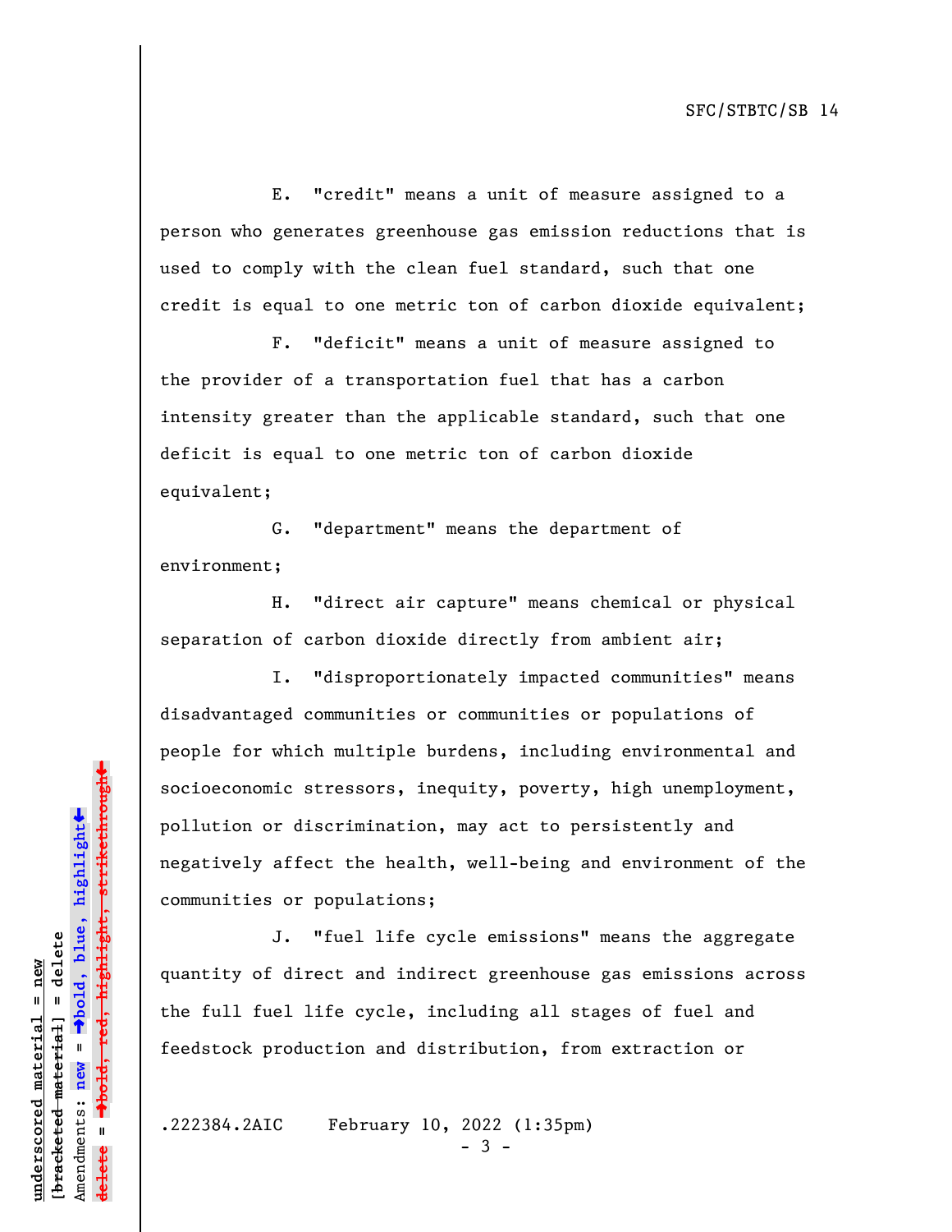E. "credit" means a unit of measure assigned to a person who generates greenhouse gas emission reductions that is used to comply with the clean fuel standard, such that one credit is equal to one metric ton of carbon dioxide equivalent;

F. "deficit" means a unit of measure assigned to the provider of a transportation fuel that has a carbon intensity greater than the applicable standard, such that one deficit is equal to one metric ton of carbon dioxide equivalent;

G. "department" means the department of environment;

H. "direct air capture" means chemical or physical separation of carbon dioxide directly from ambient air;

I. "disproportionately impacted communities" means disadvantaged communities or communities or populations of people for which multiple burdens, including environmental and socioeconomic stressors, inequity, poverty, high unemployment, pollution or discrimination, may act to persistently and negatively affect the health, well-being and environment of the communities or populations;

J. "fuel life cycle emissions" means the aggregate quantity of direct and indirect greenhouse gas emissions across the full fuel life cycle, including all stages of fuel and feedstock production and distribution, from extraction or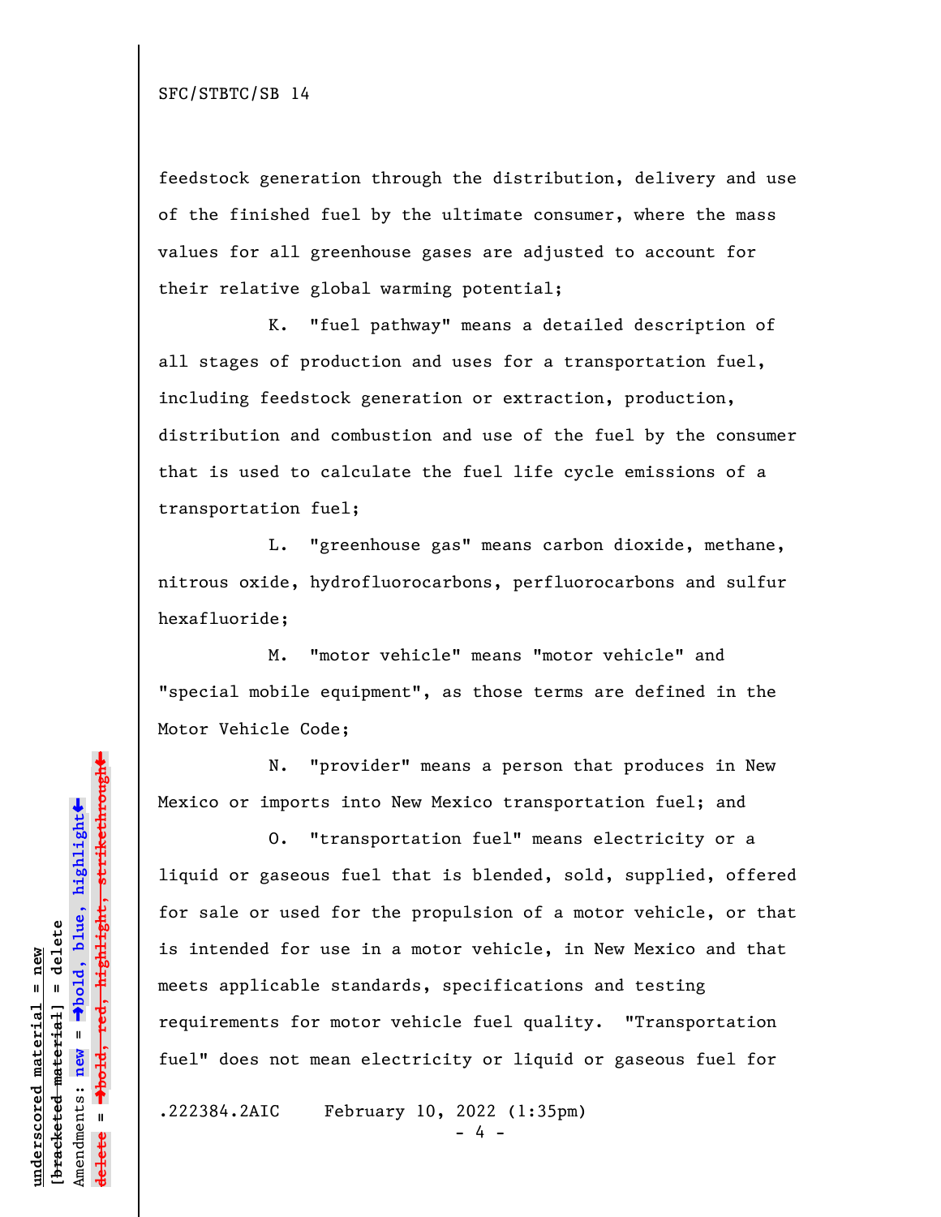feedstock generation through the distribution, delivery and use of the finished fuel by the ultimate consumer, where the mass values for all greenhouse gases are adjusted to account for their relative global warming potential;

K. "fuel pathway" means a detailed description of all stages of production and uses for a transportation fuel, including feedstock generation or extraction, production, distribution and combustion and use of the fuel by the consumer that is used to calculate the fuel life cycle emissions of a transportation fuel;

L. "greenhouse gas" means carbon dioxide, methane, nitrous oxide, hydrofluorocarbons, perfluorocarbons and sulfur hexafluoride;

M. "motor vehicle" means "motor vehicle" and "special mobile equipment", as those terms are defined in the Motor Vehicle Code;

N. "provider" means a person that produces in New Mexico or imports into New Mexico transportation fuel; and

O. "transportation fuel" means electricity or a liquid or gaseous fuel that is blended, sold, supplied, offered for sale or used for the propulsion of a motor vehicle, or that is intended for use in a motor vehicle, in New Mexico and that meets applicable standards, specifications and testing requirements for motor vehicle fuel quality. "Transportation fuel" does not mean electricity or liquid or gaseous fuel for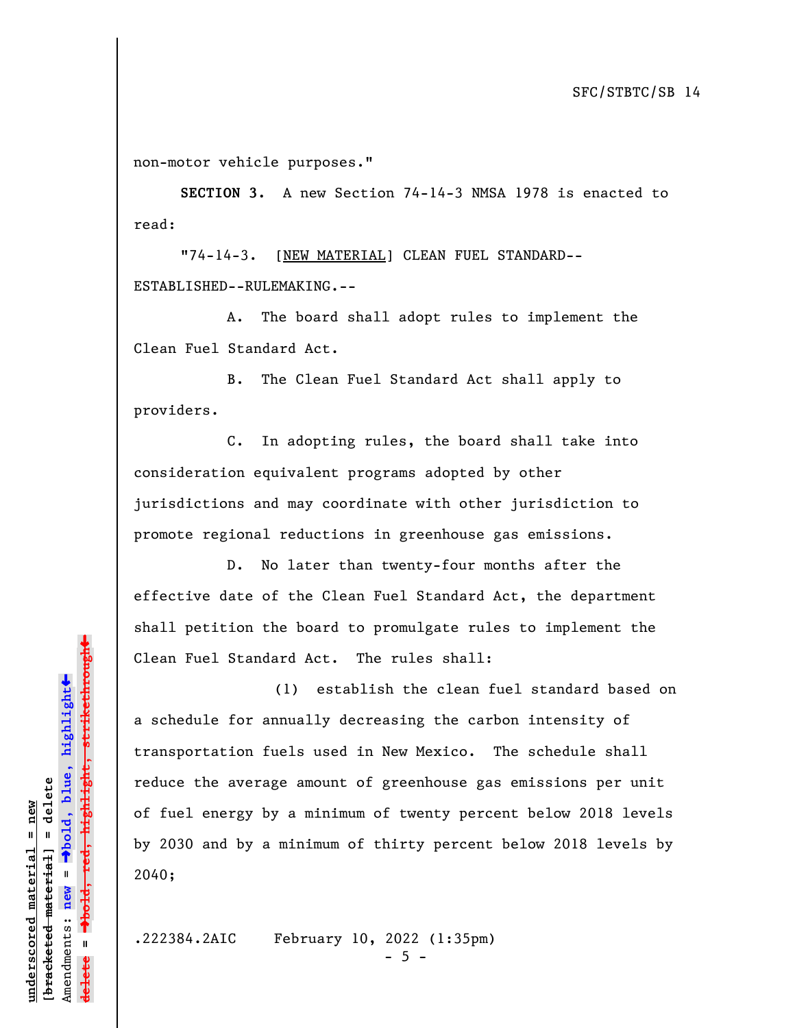non-motor vehicle purposes."

**SECTION 3.** A new Section 74-14-3 NMSA 1978 is enacted to read:

"74-14-3. [NEW MATERIAL] CLEAN FUEL STANDARD--ESTABLISHED--RULEMAKING.--

A. The board shall adopt rules to implement the Clean Fuel Standard Act.

B. The Clean Fuel Standard Act shall apply to providers.

C. In adopting rules, the board shall take into consideration equivalent programs adopted by other jurisdictions and may coordinate with other jurisdiction to promote regional reductions in greenhouse gas emissions.

D. No later than twenty-four months after the effective date of the Clean Fuel Standard Act, the department shall petition the board to promulgate rules to implement the Clean Fuel Standard Act. The rules shall:

(1) establish the clean fuel standard based on a schedule for annually decreasing the carbon intensity of transportation fuels used in New Mexico. The schedule shall reduce the average amount of greenhouse gas emissions per unit of fuel energy by a minimum of twenty percent below 2018 levels by 2030 and by a minimum of thirty percent below 2018 levels by 2040;

.222384.2AIC February 10, 2022 (1:35pm)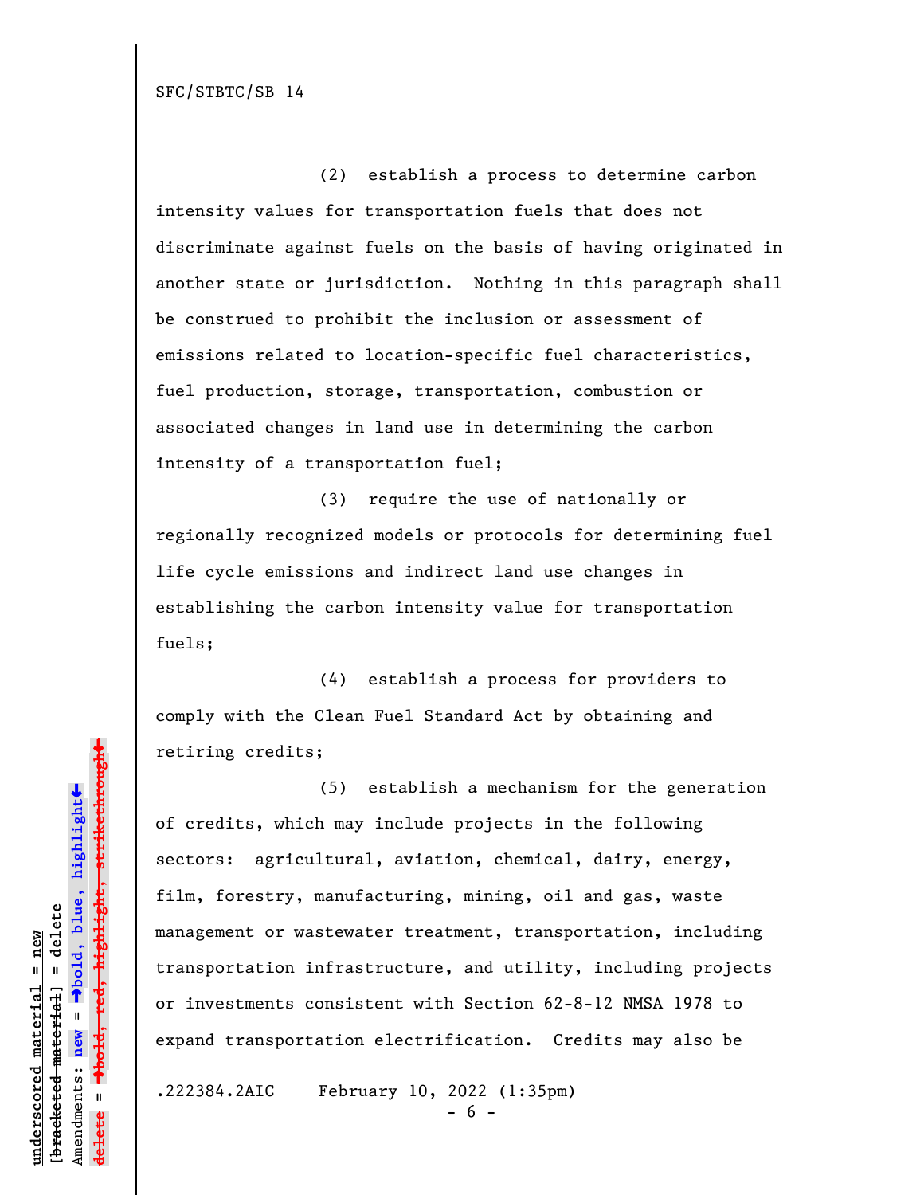(2) establish a process to determine carbon intensity values for transportation fuels that does not discriminate against fuels on the basis of having originated in another state or jurisdiction. Nothing in this paragraph shall be construed to prohibit the inclusion or assessment of emissions related to location-specific fuel characteristics, fuel production, storage, transportation, combustion or associated changes in land use in determining the carbon intensity of a transportation fuel;

(3) require the use of nationally or regionally recognized models or protocols for determining fuel life cycle emissions and indirect land use changes in establishing the carbon intensity value for transportation fuels;

(4) establish a process for providers to comply with the Clean Fuel Standard Act by obtaining and retiring credits;

(5) establish a mechanism for the generation of credits, which may include projects in the following sectors: agricultural, aviation, chemical, dairy, energy, film, forestry, manufacturing, mining, oil and gas, waste management or wastewater treatment, transportation, including transportation infrastructure, and utility, including projects or investments consistent with Section 62-8-12 NMSA 1978 to expand transportation electrification. Credits may also be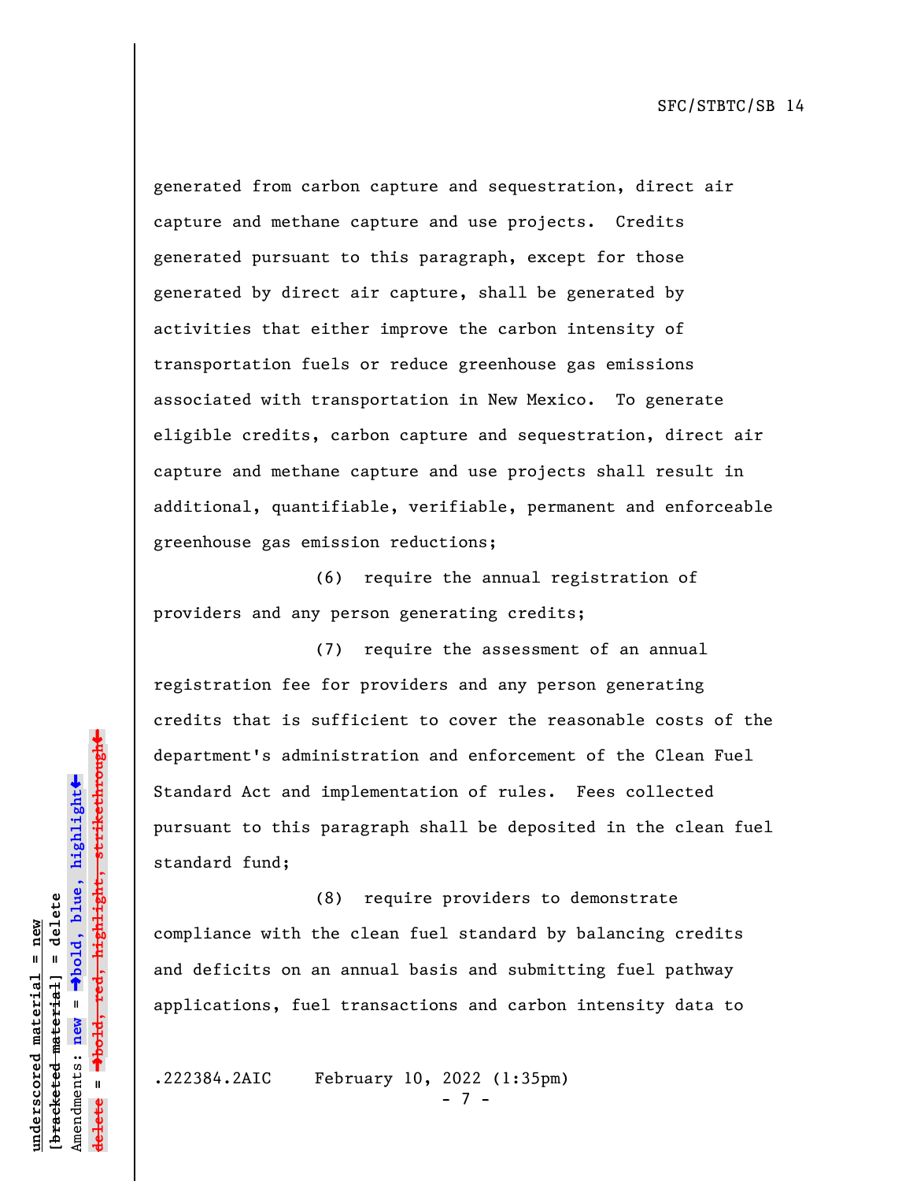generated from carbon capture and sequestration, direct air capture and methane capture and use projects. Credits generated pursuant to this paragraph, except for those generated by direct air capture, shall be generated by activities that either improve the carbon intensity of transportation fuels or reduce greenhouse gas emissions associated with transportation in New Mexico. To generate eligible credits, carbon capture and sequestration, direct air capture and methane capture and use projects shall result in additional, quantifiable, verifiable, permanent and enforceable greenhouse gas emission reductions;

(6) require the annual registration of providers and any person generating credits;

(7) require the assessment of an annual registration fee for providers and any person generating credits that is sufficient to cover the reasonable costs of the department's administration and enforcement of the Clean Fuel Standard Act and implementation of rules. Fees collected pursuant to this paragraph shall be deposited in the clean fuel standard fund;

(8) require providers to demonstrate compliance with the clean fuel standard by balancing credits and deficits on an annual basis and submitting fuel pathway applications, fuel transactions and carbon intensity data to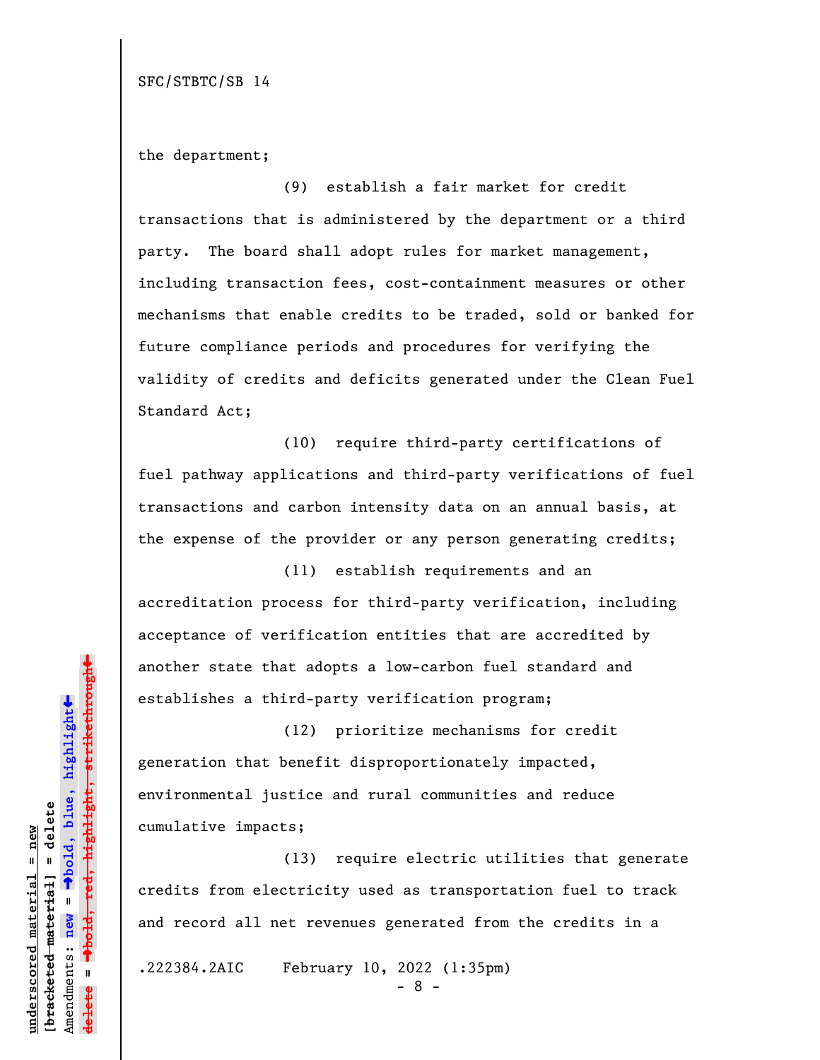the department;

(9) establish a fair market for credit transactions that is administered by the department or a third party. The board shall adopt rules for market management, including transaction fees, cost-containment measures or other mechanisms that enable credits to be traded, sold or banked for future compliance periods and procedures for verifying the validity of credits and deficits generated under the Clean Fuel Standard Act;

(10) require third-party certifications of fuel pathway applications and third-party verifications of fuel transactions and carbon intensity data on an annual basis, at the expense of the provider or any person generating credits;

(11) establish requirements and an accreditation process for third-party verification, including acceptance of verification entities that are accredited by another state that adopts a low-carbon fuel standard and establishes a third-party verification program;

(12) prioritize mechanisms for credit generation that benefit disproportionately impacted, environmental justice and rural communities and reduce cumulative impacts;

(13) require electric utilities that generate credits from electricity used as transportation fuel to track and record all net revenues generated from the credits in a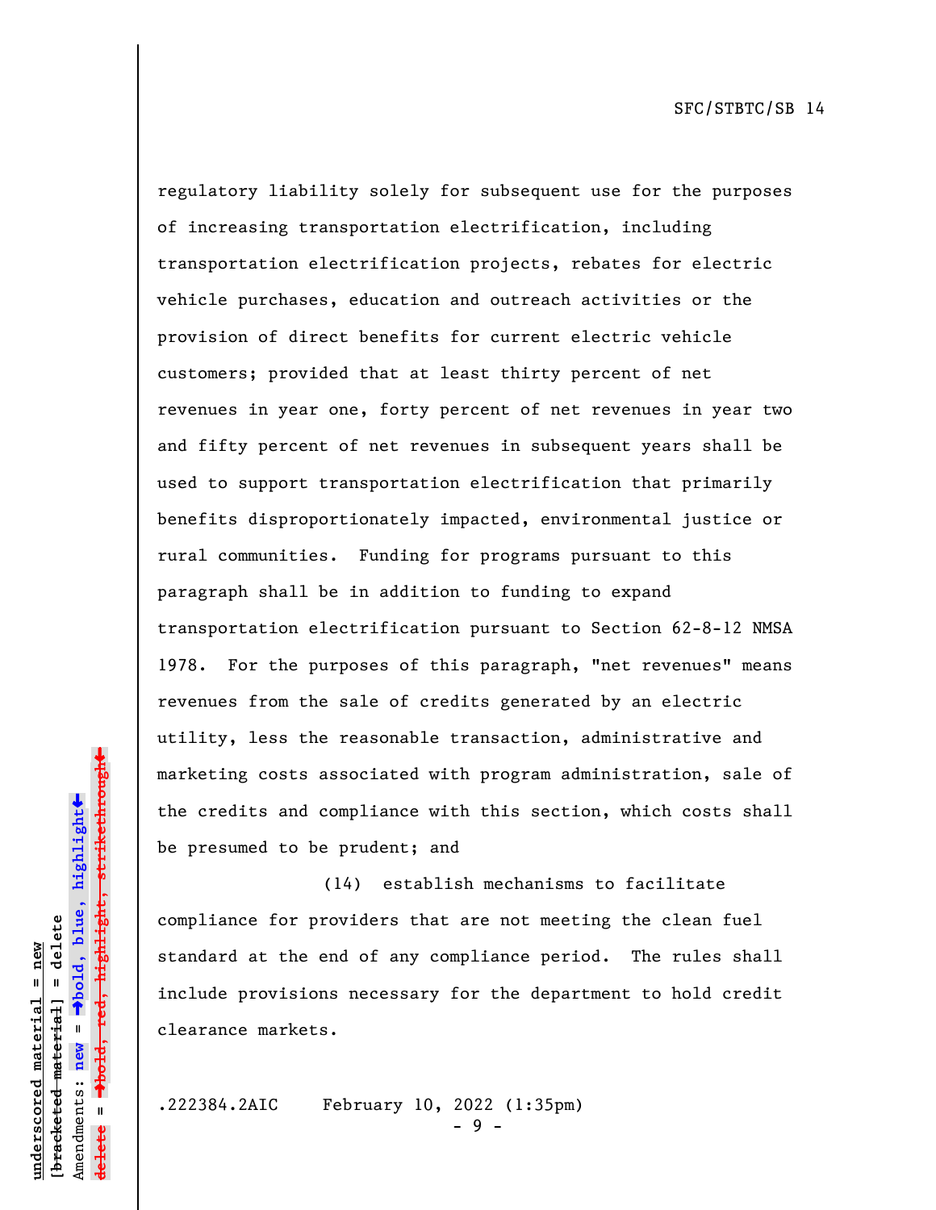regulatory liability solely for subsequent use for the purposes of increasing transportation electrification, including transportation electrification projects, rebates for electric vehicle purchases, education and outreach activities or the provision of direct benefits for current electric vehicle customers; provided that at least thirty percent of net revenues in year one, forty percent of net revenues in year two and fifty percent of net revenues in subsequent years shall be used to support transportation electrification that primarily benefits disproportionately impacted, environmental justice or rural communities. Funding for programs pursuant to this paragraph shall be in addition to funding to expand transportation electrification pursuant to Section 62-8-12 NMSA 1978. For the purposes of this paragraph, "net revenues" means revenues from the sale of credits generated by an electric utility, less the reasonable transaction, administrative and marketing costs associated with program administration, sale of the credits and compliance with this section, which costs shall be presumed to be prudent; and

(14) establish mechanisms to facilitate compliance for providers that are not meeting the clean fuel standard at the end of any compliance period. The rules shall include provisions necessary for the department to hold credit clearance markets.

.222384.2AIC February 10, 2022 (1:35pm)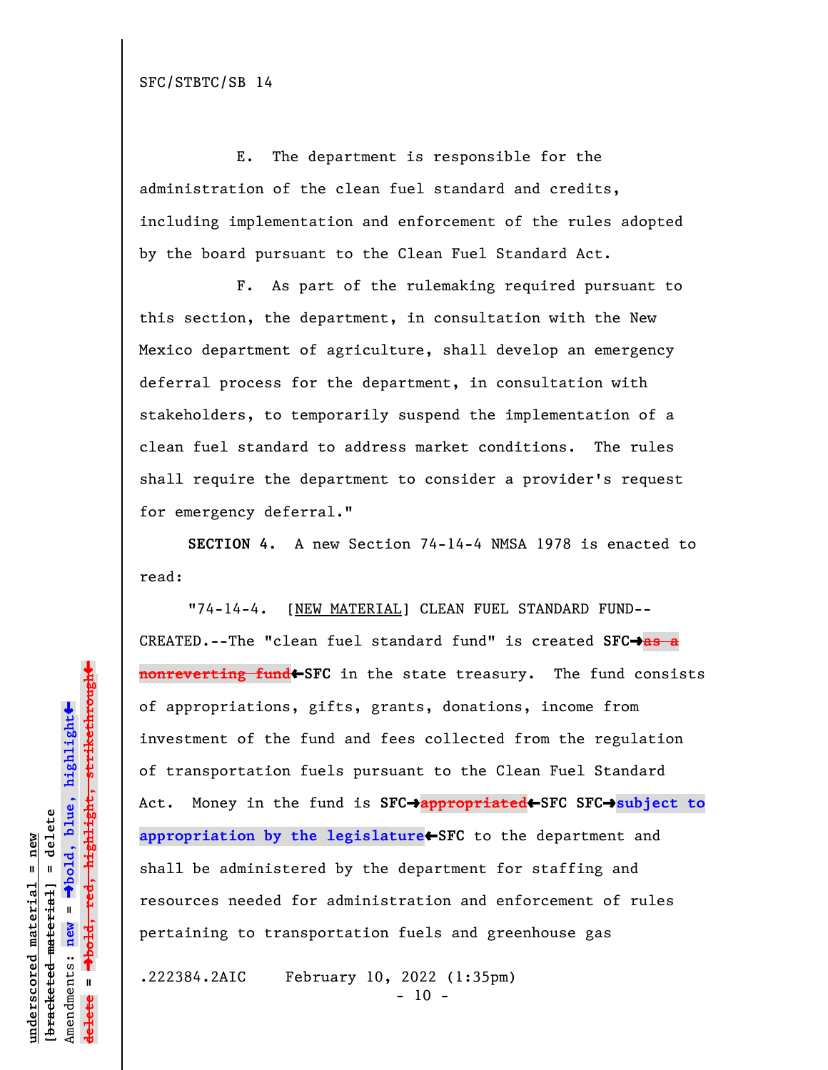SFC/STBTC/SB 14

E. The department is responsible for the administration of the clean fuel standard and credits, including implementation and enforcement of the rules adopted by the board pursuant to the Clean Fuel Standard Act.

F. As part of the rulemaking required pursuant to this section, the department, in consultation with the New Mexico department of agriculture, shall develop an emergency deferral process for the department, in consultation with stakeholders, to temporarily suspend the implementation of a clean fuel standard to address market conditions. The rules shall require the department to consider a provider's request for emergency deferral."

**SECTION 4.** A new Section 74-14-4 NMSA 1978 is enacted to read:

"74-14-4. [NEW MATERIAL] CLEAN FUEL STANDARD FUND--CREATED.--The "clean fuel standard fund" is created **SFC→**~~**as a nonreverting fund**~~**←SFC** in the state treasury. The fund consists of appropriations, gifts, grants, donations, income from investment of the fund and fees collected from the regulation of transportation fuels pursuant to the Clean Fuel Standard Act. Money in the fund is **SFC→**~~**appropriated**~~**←SFC** **SFC→subject to appropriation by the legislature←SFC** to the department and shall be administered by the department for staffing and resources needed for administration and enforcement of rules pertaining to transportation fuels and greenhouse gas

.222384.2AIC February 10, 2022 (1:35pm)

underscored material = new
[bracketed material] = delete
Amendments: new = →bold, blue, highlight←
delete = →bold, red, highlight, strikethrough←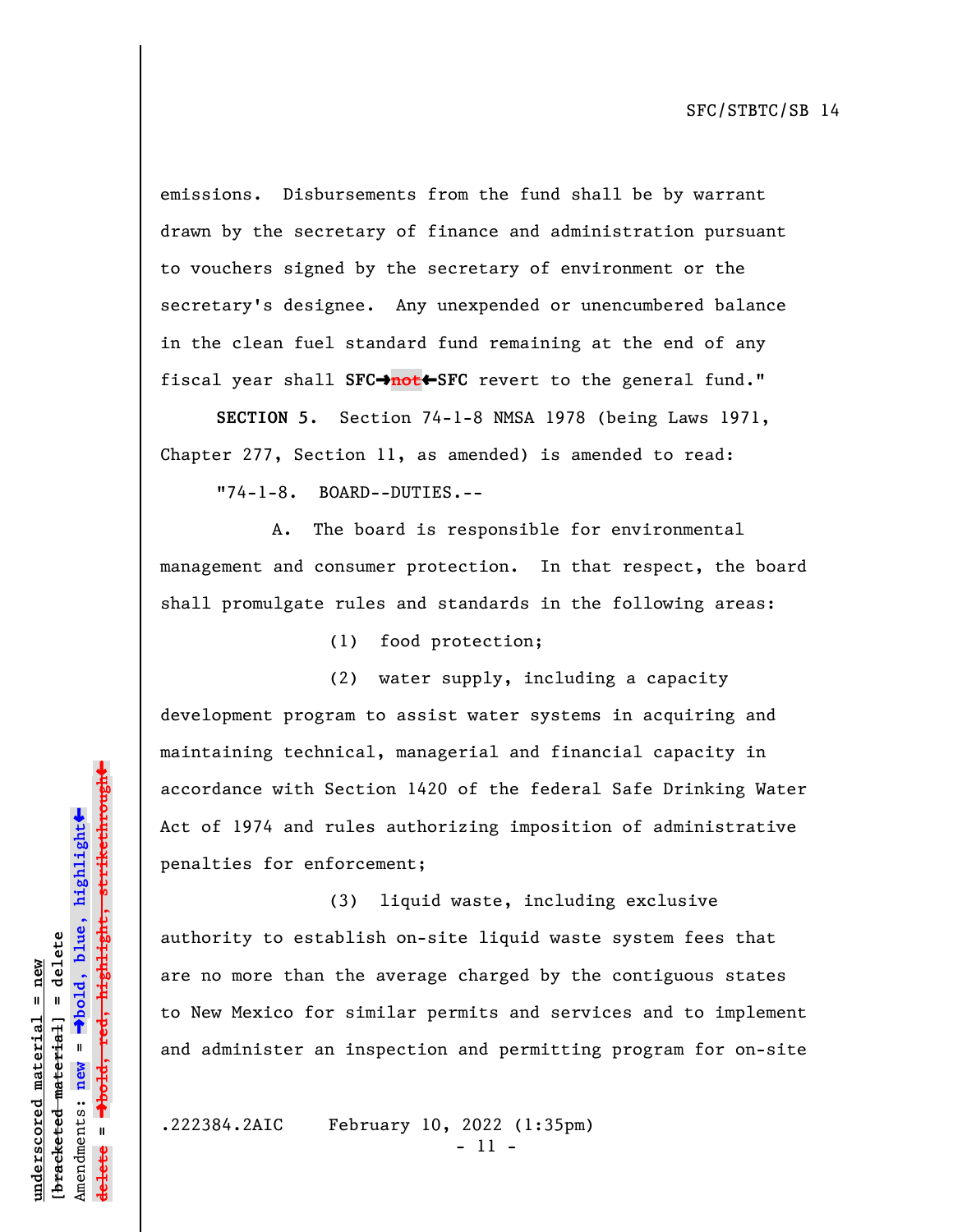emissions. Disbursements from the fund shall be by warrant drawn by the secretary of finance and administration pursuant to vouchers signed by the secretary of environment or the secretary's designee. Any unexpended or unencumbered balance in the clean fuel standard fund remaining at the end of any fiscal year shall **SFC→**~~not~~**←SFC** revert to the general fund."

**SECTION 5.** Section 74-1-8 NMSA 1978 (being Laws 1971, Chapter 277, Section 11, as amended) is amended to read:

"74-1-8. BOARD--DUTIES.--

A. The board is responsible for environmental management and consumer protection. In that respect, the board shall promulgate rules and standards in the following areas:

(1) food protection;

(2) water supply, including a capacity development program to assist water systems in acquiring and maintaining technical, managerial and financial capacity in accordance with Section 1420 of the federal Safe Drinking Water Act of 1974 and rules authorizing imposition of administrative penalties for enforcement;

(3) liquid waste, including exclusive authority to establish on-site liquid waste system fees that are no more than the average charged by the contiguous states to New Mexico for similar permits and services and to implement and administer an inspection and permitting program for on-site

.222384.2AIC February 10, 2022 (1:35pm)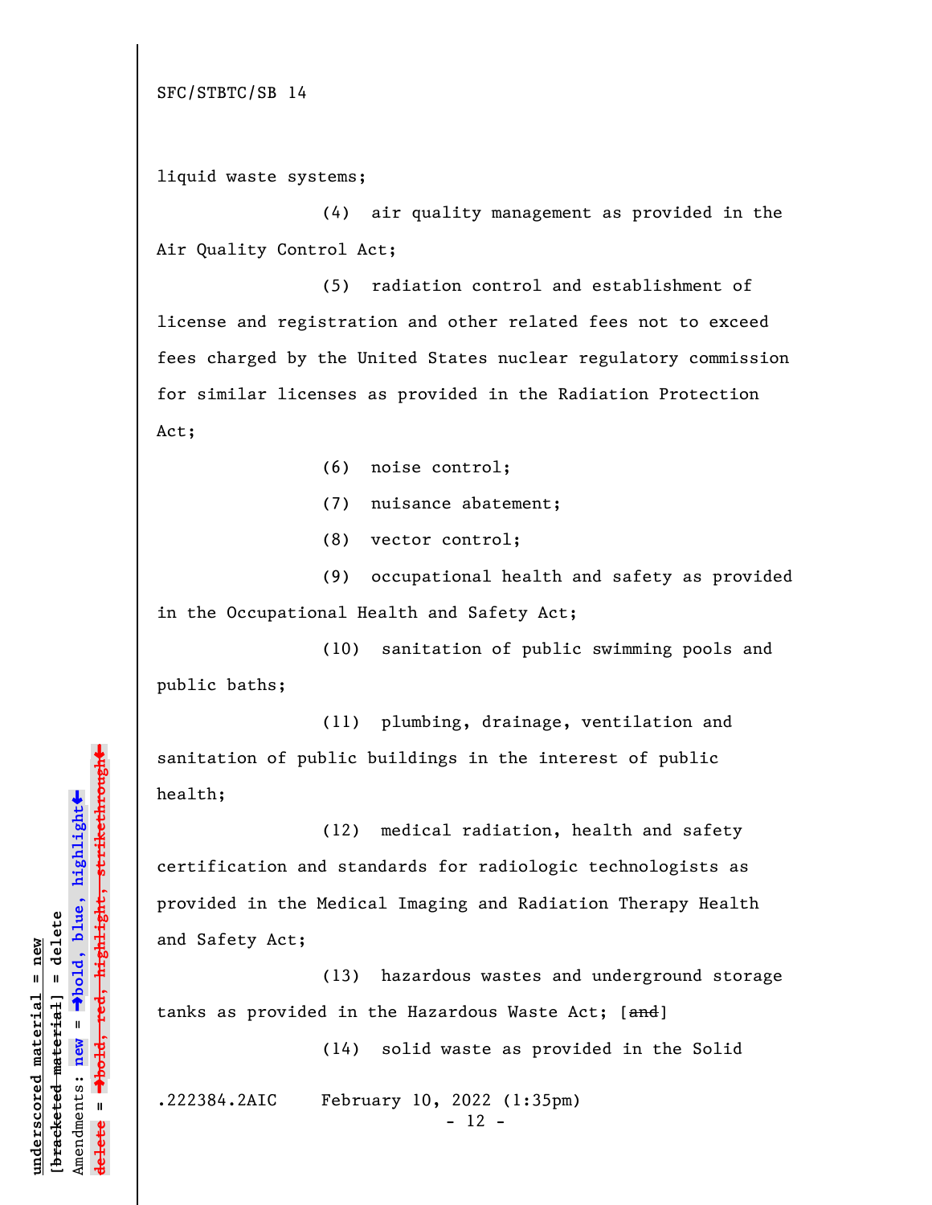liquid waste systems;

(4) air quality management as provided in the Air Quality Control Act;

(5) radiation control and establishment of license and registration and other related fees not to exceed fees charged by the United States nuclear regulatory commission for similar licenses as provided in the Radiation Protection Act;

(6) noise control;

(7) nuisance abatement;

(8) vector control;

(9) occupational health and safety as provided in the Occupational Health and Safety Act;

(10) sanitation of public swimming pools and public baths;

(11) plumbing, drainage, ventilation and sanitation of public buildings in the interest of public health;

(12) medical radiation, health and safety certification and standards for radiologic technologists as provided in the Medical Imaging and Radiation Therapy Health and Safety Act;

(13) hazardous wastes and underground storage tanks as provided in the Hazardous Waste Act; [~~and~~]

(14) solid waste as provided in the Solid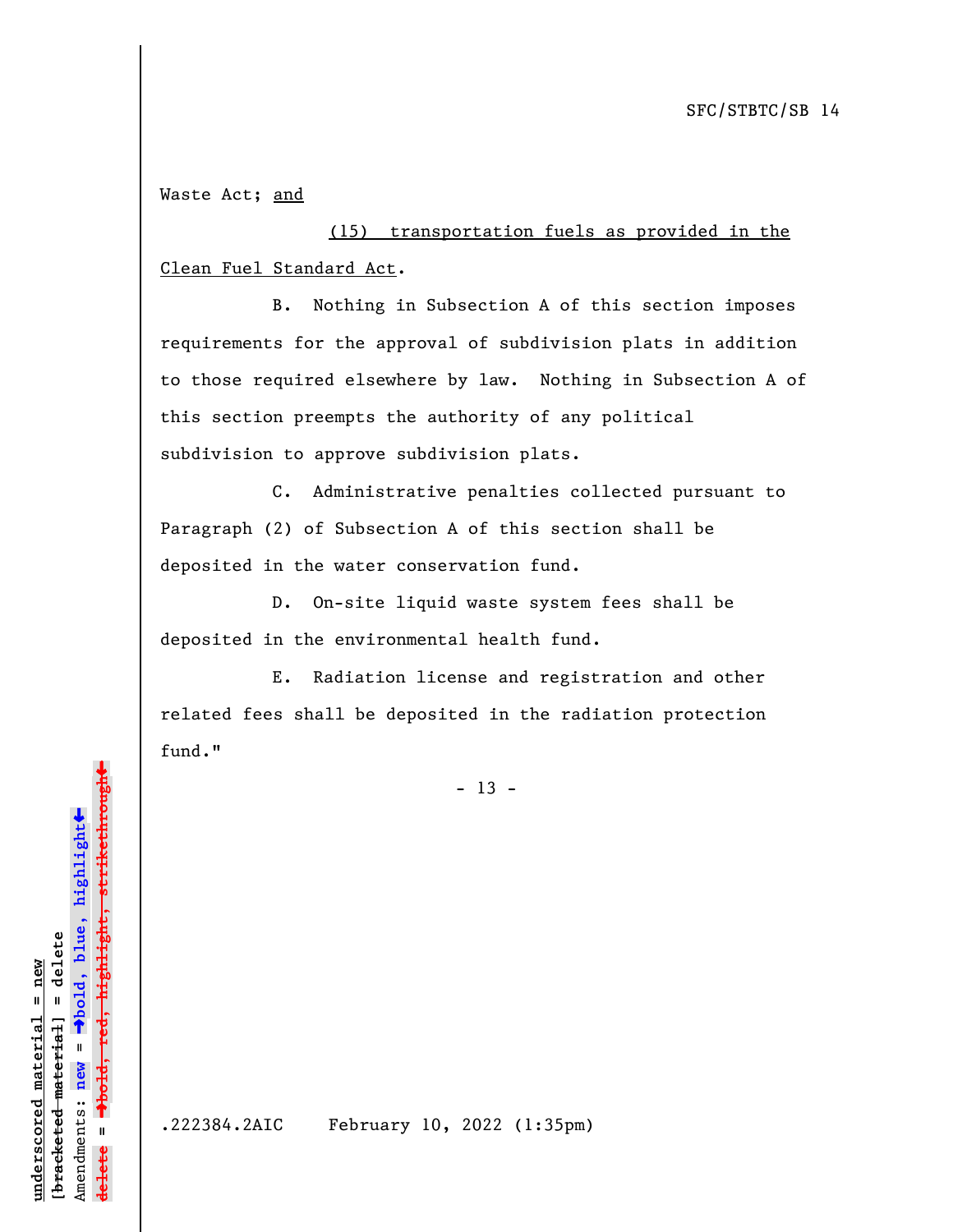Waste Act; <u>and</u>

<u>(15) transportation fuels as provided in the Clean Fuel Standard Act</u>.

B. Nothing in Subsection A of this section imposes requirements for the approval of subdivision plats in addition to those required elsewhere by law. Nothing in Subsection A of this section preempts the authority of any political subdivision to approve subdivision plats.

C. Administrative penalties collected pursuant to Paragraph (2) of Subsection A of this section shall be deposited in the water conservation fund.

D. On-site liquid waste system fees shall be deposited in the environmental health fund.

E. Radiation license and registration and other related fees shall be deposited in the radiation protection fund."

.222384.2AIC February 10, 2022 (1:35pm)